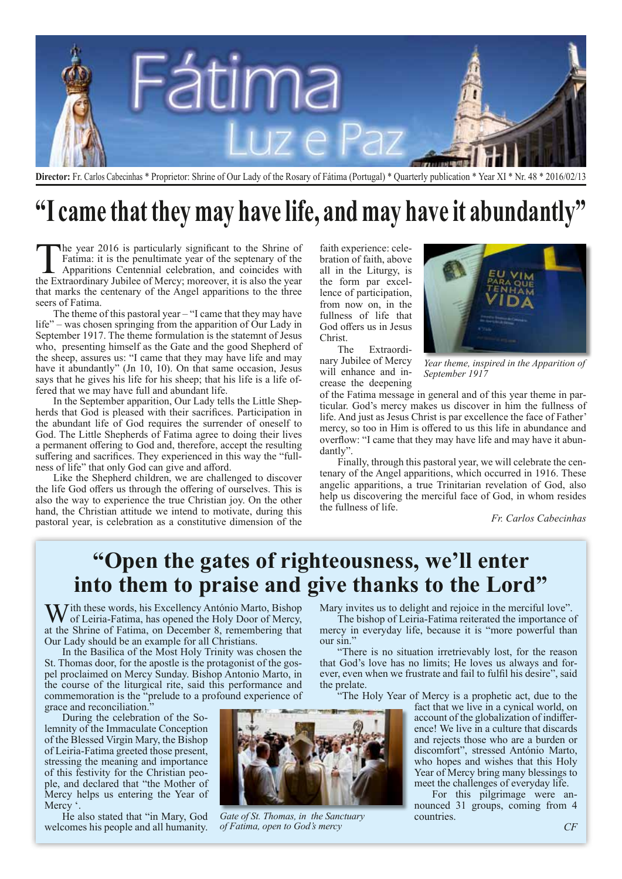# Fátima Luz e Paz

**Director:** Fr. Carlos Cabecinhas * Proprietor: Shrine of Our Lady of the Rosary of Fátima (Portugal) * Quarterly publication * Year XI * Nr. 48 * 2016/02/13

# "I came that they may have life, and may have it abundantly"

The year 2016 is particularly significant to the Shrine of Fatima: it is the penultimate year of the septenary of the Apparitions Centennial celebration, and coincides with the Extraordinary Jubilee of Mercy; moreover, it is also the year that marks the centenary of the Angel apparitions to the three seers of Fatima.

The theme of this pastoral year – "I came that they may have life" – was chosen springing from the apparition of Our Lady in September 1917. The theme formulation is the statemnt of Jesus who, presenting himself as the Gate and the good Shepherd of the sheep, assures us: "I came that they may have life and may have it abundantly" (Jn 10, 10). On that same occasion, Jesus says that he gives his life for his sheep; that his life is a life offered that we may have full and abundant life.

In the September apparition, Our Lady tells the Little Shepherds that God is pleased with their sacrifices. Participation in the abundant life of God requires the surrender of oneself to God. The Little Shepherds of Fatima agree to doing their lives a permanent offering to God and, therefore, accept the resulting suffering and sacrifices. They experienced in this way the "fullness of life" that only God can give and afford.

Like the Shepherd children, we are challenged to discover the life God offers us through the offering of ourselves. This is also the way to experience the true Christian joy. On the other hand, the Christian attitude we intend to motivate, during this pastoral year, is celebration as a constitutive dimension of the faith experience: celebration of faith, above all in the Liturgy, is the form par excellence of participation, from now on, in the fullness of life that God offers us in Jesus Christ.

*Year theme, inspired in the Apparition of September 1917*

The Extraordinary Jubilee of Mercy will enhance and increase the deepening of the Fatima message in general and of this year theme in particular. God's mercy makes us discover in him the fullness of life. And just as Jesus Christ is par excellence the face of Father' mercy, so too in Him is offered to us this life in abundance and overflow: "I came that they may have life and may have it abundantly".

Finally, through this pastoral year, we will celebrate the centenary of the Angel apparitions, which occurred in 1916. These angelic apparitions, a true Trinitarian revelation of God, also help us discovering the merciful face of God, in whom resides the fullness of life.

*Fr. Carlos Cabecinhas*

## "Open the gates of righteousness, we'll enter into them to praise and give thanks to the Lord"

With these words, his Excellency António Marto, Bishop of Leiria-Fatima, has opened the Holy Door of Mercy, at the Shrine of Fatima, on December 8, remembering that Our Lady should be an example for all Christians.

In the Basilica of the Most Holy Trinity was chosen the St. Thomas door, for the apostle is the protagonist of the gospel proclaimed on Mercy Sunday. Bishop Antonio Marto, in the course of the liturgical rite, said this performance and commemoration is the "prelude to a profound experience of grace and reconciliation."

During the celebration of the Solemnity of the Immaculate Conception of the Blessed Virgin Mary, the Bishop of Leiria-Fatima greeted those present, stressing the meaning and importance of this festivity for the Christian people, and declared that "the Mother of Mercy helps us entering the Year of Mercy '.

He also stated that "in Mary, God welcomes his people and all humanity. Mary invites us to delight and rejoice in the merciful love".

*Gate of St. Thomas, in the Sanctuary of Fatima, open to God's mercy*

The bishop of Leiria-Fatima reiterated the importance of mercy in everyday life, because it is "more powerful than our sin."

"There is no situation irretrievably lost, for the reason that God's love has no limits; He loves us always and forever, even when we frustrate and fail to fulfil his desire", said the prelate.

"The Holy Year of Mercy is a prophetic act, due to the fact that we live in a cynical world, on account of the globalization of indifference! We live in a culture that discards and rejects those who are a burden or discomfort", stressed António Marto, who hopes and wishes that this Holy Year of Mercy bring many blessings to meet the challenges of everyday life.

For this pilgrimage were announced 31 groups, coming from 4 countries.

*CF*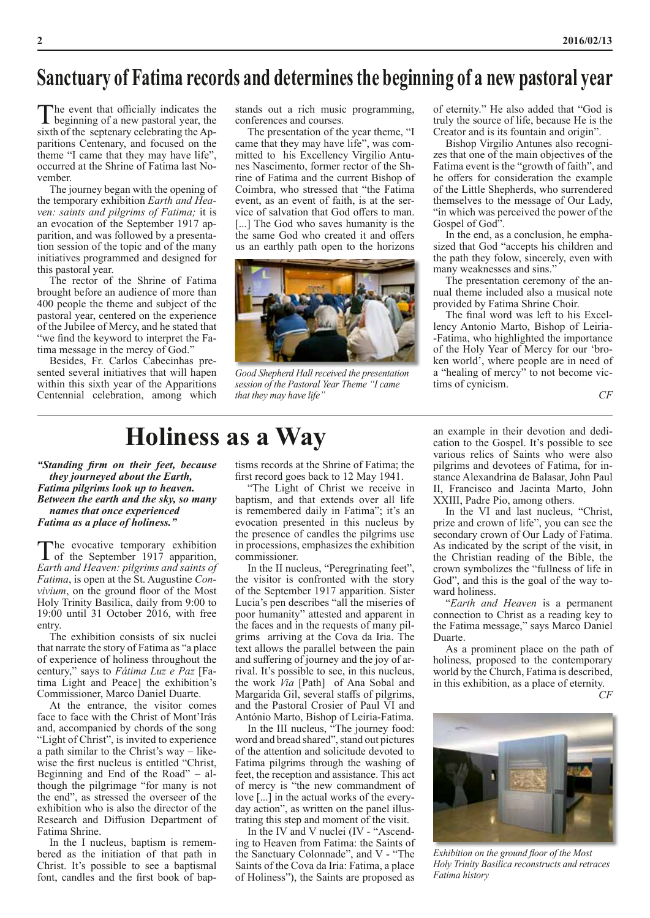# Sanctuary of Fatima records and determines the beginning of a new pastoral year

The event that officially indicates the beginning of a new pastoral year, the sixth of the septenary celebrating the Apparitions Centenary, and focused on the theme "I came that they may have life", occurred at the Shrine of Fatima last November.

The journey began with the opening of the temporary exhibition *Earth and Heaven: saints and pilgrims of Fatima;* it is an evocation of the September 1917 apparition, and was followed by a presentation session of the topic and of the many initiatives programmed and designed for this pastoral year.

The rector of the Shrine of Fatima brought before an audience of more than 400 people the theme and subject of the pastoral year, centered on the experience of the Jubilee of Mercy, and he stated that "we find the keyword to interpret the Fatima message in the mercy of God."

Besides, Fr. Carlos Cabecinhas presented several initiatives that will hapen within this sixth year of the Apparitions Centennial celebration, among which stands out a rich music programming, conferences and courses.

The presentation of the year theme, "I came that they may have life", was committed to his Excellency Virgilio Antunes Nascimento, former rector of the Shrine of Fatima and the current Bishop of Coimbra, who stressed that "the Fatima event, as an event of faith, is at the service of salvation that God offers to man. [...] The God who saves humanity is the the same God who created it and offers us an earthly path open to the horizons of eternity." He also added that "God is truly the source of life, because He is the Creator and is its fountain and origin".

*Good Shepherd Hall received the presentation session of the Pastoral Year Theme "I came that they may have life"*

Bishop Virgilio Antunes also recognizes that one of the main objectives of the Fatima event is the "growth of faith", and he offers for consideration the example of the Little Shepherds, who surrendered themselves to the message of Our Lady, "in which was perceived the power of the Gospel of God".

In the end, as a conclusion, he emphasized that God "accepts his children and the path they folow, sincerely, even with many weaknesses and sins."

The presentation ceremony of the annual theme included also a musical note provided by Fatima Shrine Choir.

The final word was left to his Excellency Antonio Marto, Bishop of Leiria--Fatima, who highlighted the importance of the Holy Year of Mercy for our 'broken world', where people are in need of a "healing of mercy" to not become victims of cynicism.

*CF*

# Holiness as a Way

***"Standing firm on their feet, because they journeyed about the Earth, Fatima pilgrims look up to heaven. Between the earth and the sky, so many names that once experienced Fatima as a place of holiness."***

The evocative temporary exhibition of the September 1917 apparition, *Earth and Heaven: pilgrims and saints of Fatima*, is open at the St. Augustine *Convivium*, on the ground floor of the Most Holy Trinity Basilica, daily from 9:00 to 19:00 until 31 October 2016, with free entry.

The exhibition consists of six nuclei that narrate the story of Fatima as "a place of experience of holiness throughout the century," says to *Fátima Luz e Paz* [Fatima Light and Peace] the exhibition's Commissioner, Marco Daniel Duarte.

At the entrance, the visitor comes face to face with the Christ of Mont'Irás and, accompanied by chords of the song "Light of Christ", is invited to experience a path similar to the Christ's way – likewise the first nucleus is entitled "Christ, Beginning and End of the Road" – although the pilgrimage "for many is not the end", as stressed the overseer of the exhibition who is also the director of the Research and Diffusion Department of Fatima Shrine.

In the I nucleus, baptism is remembered as the initiation of that path in Christ. It's possible to see a baptismal font, candles and the first book of baptisms records at the Shrine of Fatima; the first record goes back to 12 May 1941.

"The Light of Christ we receive in baptism, and that extends over all life is remembered daily in Fatima"; it's an evocation presented in this nucleus by the presence of candles the pilgrims use in processions, emphasizes the exhibition commissioner.

In the II nucleus, "Peregrinating feet", the visitor is confronted with the story of the September 1917 apparition. Sister Lucia's pen describes "all the miseries of poor humanity" attested and apparent in the faces and in the requests of many pilgrims arriving at the Cova da Iria. The text allows the parallel between the pain and suffering of journey and the joy of arrival. It's possible to see, in this nucleus, the work *Via* [Path] of Ana Sobal and Margarida Gil, several staffs of pilgrims, and the Pastoral Crosier of Paul VI and António Marto, Bishop of Leiria-Fatima.

In the III nucleus, "The journey food: word and bread shared", stand out pictures of the attention and solicitude devoted to Fatima pilgrims through the washing of feet, the reception and assistance. This act of mercy is "the new commandment of love [...] in the actual works of the everyday action", as written on the panel illustrating this step and moment of the visit.

In the IV and V nuclei (IV - "Ascending to Heaven from Fatima: the Saints of the Sanctuary Colonnade", and V - "The Saints of the Cova da Iria: Fatima, a place of Holiness"), the Saints are proposed as an example in their devotion and dedication to the Gospel. It's possible to see various relics of Saints who were also pilgrims and devotees of Fatima, for instance Alexandrina de Balasar, John Paul II, Francisco and Jacinta Marto, John XXIII, Padre Pio, among others.

In the VI and last nucleus, "Christ, prize and crown of life", you can see the secondary crown of Our Lady of Fatima. As indicated by the script of the visit, in the Christian reading of the Bible, the crown symbolizes the "fullness of life in God", and this is the goal of the way toward holiness.

"*Earth and Heaven* is a permanent connection to Christ as a reading key to the Fatima message," says Marco Daniel Duarte.

As a prominent place on the path of holiness, proposed to the contemporary world by the Church, Fatima is described, in this exhibition, as a place of eternity.

*CF*

*Exhibition on the ground floor of the Most Holy Trinity Basilica reconstructs and retraces Fatima history*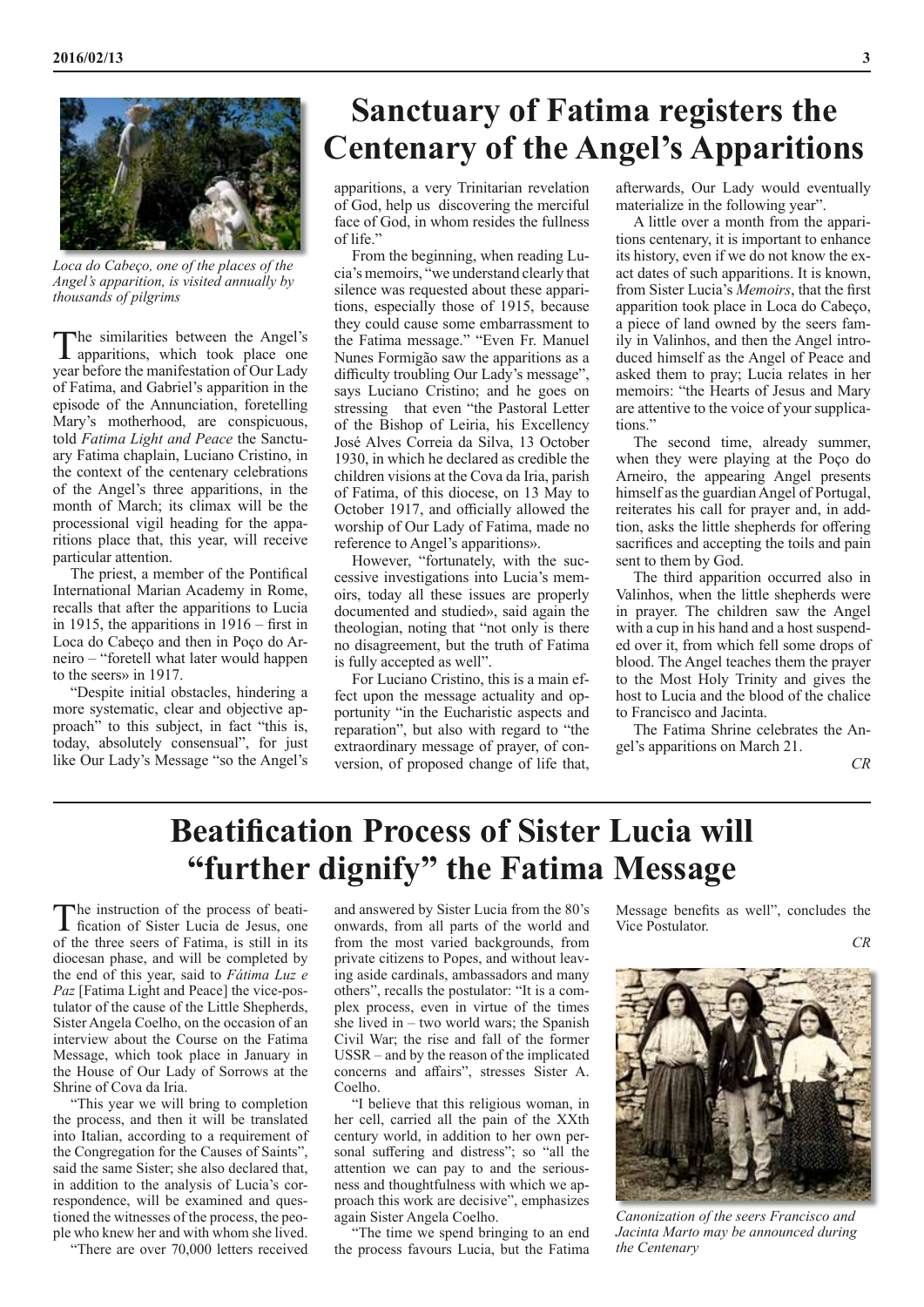# Sanctuary of Fatima registers the Centenary of the Angel's Apparitions

*Loca do Cabeço, one of the places of the Angel's apparition, is visited annually by thousands of pilgrims*

The similarities between the Angel's apparitions, which took place one year before the manifestation of Our Lady of Fatima, and Gabriel's apparition in the episode of the Annunciation, foretelling Mary's motherhood, are conspicuous, told *Fatima Light and Peace* the Sanctuary Fatima chaplain, Luciano Cristino, in the context of the centenary celebrations of the Angel's three apparitions, in the month of March; its climax will be the processional vigil heading for the apparitions place that, this year, will receive particular attention.

The priest, a member of the Pontifical International Marian Academy in Rome, recalls that after the apparitions to Lucia in 1915, the apparitions in 1916 – first in Loca do Cabeço and then in Poço do Arneiro – "foretell what later would happen to the seers» in 1917.

"Despite initial obstacles, hindering a more systematic, clear and objective approach" to this subject, in fact "this is, today, absolutely consensual", for just like Our Lady's Message "so the Angel's apparitions, a very Trinitarian revelation of God, help us discovering the merciful face of God, in whom resides the fullness of life."

From the beginning, when reading Lucia's memoirs, "we understand clearly that silence was requested about these apparitions, especially those of 1915, because they could cause some embarrassment to the Fatima message." "Even Fr. Manuel Nunes Formigão saw the apparitions as a difficulty troubling Our Lady's message", says Luciano Cristino; and he goes on stressing that even "the Pastoral Letter of the Bishop of Leiria, his Excellency José Alves Correia da Silva, 13 October 1930, in which he declared as credible the children visions at the Cova da Iria, parish of Fatima, of this diocese, on 13 May to October 1917, and officially allowed the worship of Our Lady of Fatima, made no reference to Angel's apparitions».

However, "fortunately, with the successive investigations into Lucia's memoirs, today all these issues are properly documented and studied», said again the theologian, noting that "not only is there no disagreement, but the truth of Fatima is fully accepted as well".

For Luciano Cristino, this is a main effect upon the message actuality and opportunity "in the Eucharistic aspects and reparation", but also with regard to "the extraordinary message of prayer, of conversion, of proposed change of life that, afterwards, Our Lady would eventually materialize in the following year".

A little over a month from the apparitions centenary, it is important to enhance its history, even if we do not know the exact dates of such apparitions. It is known, from Sister Lucia's *Memoirs*, that the first apparition took place in Loca do Cabeço, a piece of land owned by the seers family in Valinhos, and then the Angel introduced himself as the Angel of Peace and asked them to pray; Lucia relates in her memoirs: "the Hearts of Jesus and Mary are attentive to the voice of your supplications."

The second time, already summer, when they were playing at the Poço do Arneiro, the appearing Angel presents himself as the guardian Angel of Portugal, reiterates his call for prayer and, in addition, asks the little shepherds for offering sacrifices and accepting the toils and pain sent to them by God.

The third apparition occurred also in Valinhos, when the little shepherds were in prayer. The children saw the Angel with a cup in his hand and a host suspended over it, from which fell some drops of blood. The Angel teaches them the prayer to the Most Holy Trinity and gives the host to Lucia and the blood of the chalice to Francisco and Jacinta.

The Fatima Shrine celebrates the Angel's apparitions on March 21.

*CR*

# Beatification Process of Sister Lucia will "further dignify" the Fatima Message

The instruction of the process of beatification of Sister Lucia de Jesus, one of the three seers of Fatima, is still in its diocesan phase, and will be completed by the end of this year, said to *Fátima Luz e Paz* [Fatima Light and Peace] the vice-postulator of the cause of the Little Shepherds, Sister Angela Coelho, on the occasion of an interview about the Course on the Fatima Message, which took place in January in the House of Our Lady of Sorrows at the Shrine of Cova da Iria.

"This year we will bring to completion the process, and then it will be translated into Italian, according to a requirement of the Congregation for the Causes of Saints", said the same Sister; she also declared that, in addition to the analysis of Lucia's correspondence, will be examined and questioned the witnesses of the process, the people who knew her and with whom she lived.

"There are over 70,000 letters received and answered by Sister Lucia from the 80's onwards, from all parts of the world and from the most varied backgrounds, from private citizens to Popes, and without leaving aside cardinals, ambassadors and many others", recalls the postulator: "It is a complex process, even in virtue of the times she lived in – two world wars; the Spanish Civil War; the rise and fall of the former USSR – and by the reason of the implicated concerns and affairs", stresses Sister A. Coelho.

"I believe that this religious woman, in her cell, carried all the pain of the XXth century world, in addition to her own personal suffering and distress"; so "all the attention we can pay to and the seriousness and thoughtfulness with which we approach this work are decisive", emphasizes again Sister Angela Coelho.

"The time we spend bringing to an end the process favours Lucia, but the Fatima Message benefits as well", concludes the Vice Postulator.

*CR*

*Canonization of the seers Francisco and Jacinta Marto may be announced during the Centenary*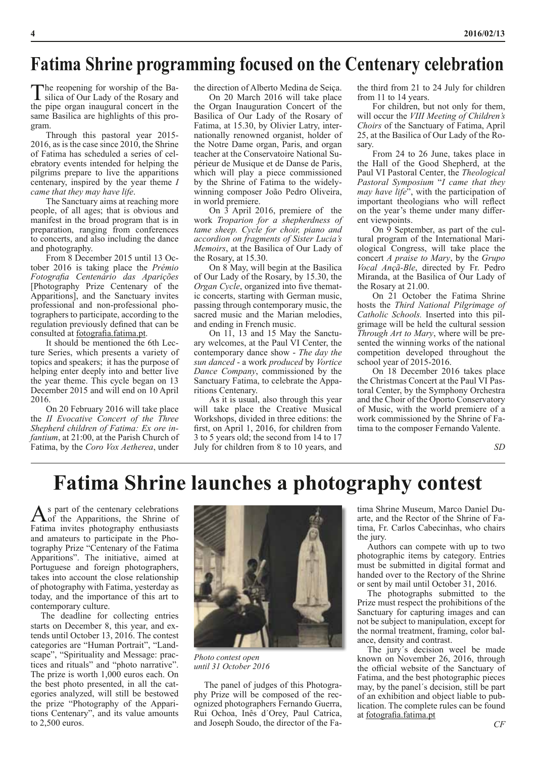# Fatima Shrine programming focused on the Centenary celebration

The reopening for worship of the Basilica of Our Lady of the Rosary and the pipe organ inaugural concert in the same Basilica are highlights of this program.

Through this pastoral year 2015-2016, as is the case since 2010, the Shrine of Fatima has scheduled a series of celebratory events intended for helping the pilgrims prepare to live the apparitions centenary, inspired by the year theme *I came that they may have life*.

The Sanctuary aims at reaching more people, of all ages; that is obvious and manifest in the broad program that is in preparation, ranging from conferences to concerts, and also including the dance and photography.

From 8 December 2015 until 13 October 2016 is taking place the *Prémio Fotografia Centenário das Aparições* [Photography Prize Centenary of the Apparitions], and the Sanctuary invites professional and non-professional photographers to participate, according to the regulation previously defined that can be consulted at fotografia.fatima.pt.

It should be mentioned the 6th Lecture Series, which presents a variety of topics and speakers; it has the purpose of helping enter deeply into and better live the year theme. This cycle began on 13 December 2015 and will end on 10 April 2016.

On 20 February 2016 will take place the *II Evocative Concert of the Three Shepherd children of Fatima: Ex ore infantium*, at 21:00, at the Parish Church of Fatima, by the *Coro Vox Aetherea*, under the direction of Alberto Medina de Seiça.

On 20 March 2016 will take place the Organ Inauguration Concert of the Basilica of Our Lady of the Rosary of Fatima, at 15.30, by Olivier Latry, internationally renowned organist, holder of the Notre Dame organ, Paris, and organ teacher at the Conservatoire National Supérieur de Musique et de Danse de Paris, which will play a piece commissioned by the Shrine of Fatima to the widely-winning composer João Pedro Oliveira, in world premiere.

On 3 April 2016, premiere of the work *Troparion for a shepherdness of tame sheep. Cycle for choir, piano and accordion on fragments of Sister Lucia's Memoirs*, at the Basilica of Our Lady of the Rosary, at 15.30.

On 8 May, will begin at the Basilica of Our Lady of the Rosary, by 15.30, the *Organ Cycle*, organized into five thematic concerts, starting with German music, passing through contemporary music, the sacred music and the Marian melodies, and ending in French music.

On 11, 13 and 15 May the Sanctuary welcomes, at the Paul VI Center, the contemporary dance show - *The day the sun danced* - a work *produced* by *Vortice Dance Company*, commissioned by the Sanctuary Fatima, to celebrate the Apparitions Centenary.

As it is usual, also through this year will take place the Creative Musical Workshops, divided in three editions: the first, on April 1, 2016, for children from 3 to 5 years old; the second from 14 to 17 July for children from 8 to 10 years, and the third from 21 to 24 July for children from 11 to 14 years.

For children, but not only for them, will occur the *VIII Meeting of Children's Choirs* of the Sanctuary of Fatima, April 25, at the Basilica of Our Lady of the Rosary.

From 24 to 26 June, takes place in the Hall of the Good Shepherd, at the Paul VI Pastoral Center, the *Theological Pastoral Symposium* "*I came that they may have life*", with the participation of important theologians who will reflect on the year's theme under many different viewpoints.

On 9 September, as part of the cultural program of the International Mariological Congress, will take place the concert *A praise to Mary*, by the *Grupo Vocal Ançã-Ble*, directed by Fr. Pedro Miranda, at the Basilica of Our Lady of the Rosary at 21.00.

On 21 October the Fatima Shrine hosts the *Third National Pilgrimage of Catholic Schools.* Inserted into this pilgrimage will be held the cultural session *Through Art to Mary*, where will be presented the winning works of the national competition developed throughout the school year of 2015-2016.

On 18 December 2016 takes place the Christmas Concert at the Paul VI Pastoral Center, by the Symphony Orchestra and the Choir of the Oporto Conservatory of Music, with the world premiere of a work commissioned by the Shrine of Fatima to the composer Fernando Valente.

*SD*

# Fatima Shrine launches a photography contest

As part of the centenary celebrations of the Apparitions, the Shrine of Fatima invites photography enthusiasts and amateurs to participate in the Photography Prize "Centenary of the Fatima Apparitions". The initiative, aimed at Portuguese and foreign photographers, takes into account the close relationship of photography with Fatima, yesterday as today, and the importance of this art to contemporary culture.

The deadline for collecting entries starts on December 8, this year, and extends until October 13, 2016. The contest categories are "Human Portrait", "Landscape", "Spirituality and Message: practices and rituals" and "photo narrative". The prize is worth 1,000 euros each. On the best photo presented, in all the categories analyzed, will still be bestowed the prize "Photography of the Apparitions Centenary", and its value amounts to 2,500 euros.

*Photo contest open until 31 October 2016*

The panel of judges of this Photography Prize will be composed of the recognized photographers Fernando Guerra, Rui Ochoa, Inês d´Orey, Paul Catrica, and Joseph Soudo, the director of the Fatima Shrine Museum, Marco Daniel Duarte, and the Rector of the Shrine of Fatima, Fr. Carlos Cabecinhas, who chairs the jury.

Authors can compete with up to two photographic items by category. Entries must be submitted in digital format and handed over to the Rectory of the Shrine or sent by mail until October 31, 2016.

The photographs submitted to the Prize must respect the prohibitions of the Sanctuary for capturing images and can not be subject to manipulation, except for the normal treatment, framing, color balance, density and contrast.

The jury´s decision weel be made known on November 26, 2016, through the official website of the Sanctuary of Fatima, and the best photographic pieces may, by the panel´s decision, still be part of an exhibition and object liable to publication. The complete rules can be found at fotografia.fatima.pt

*CF*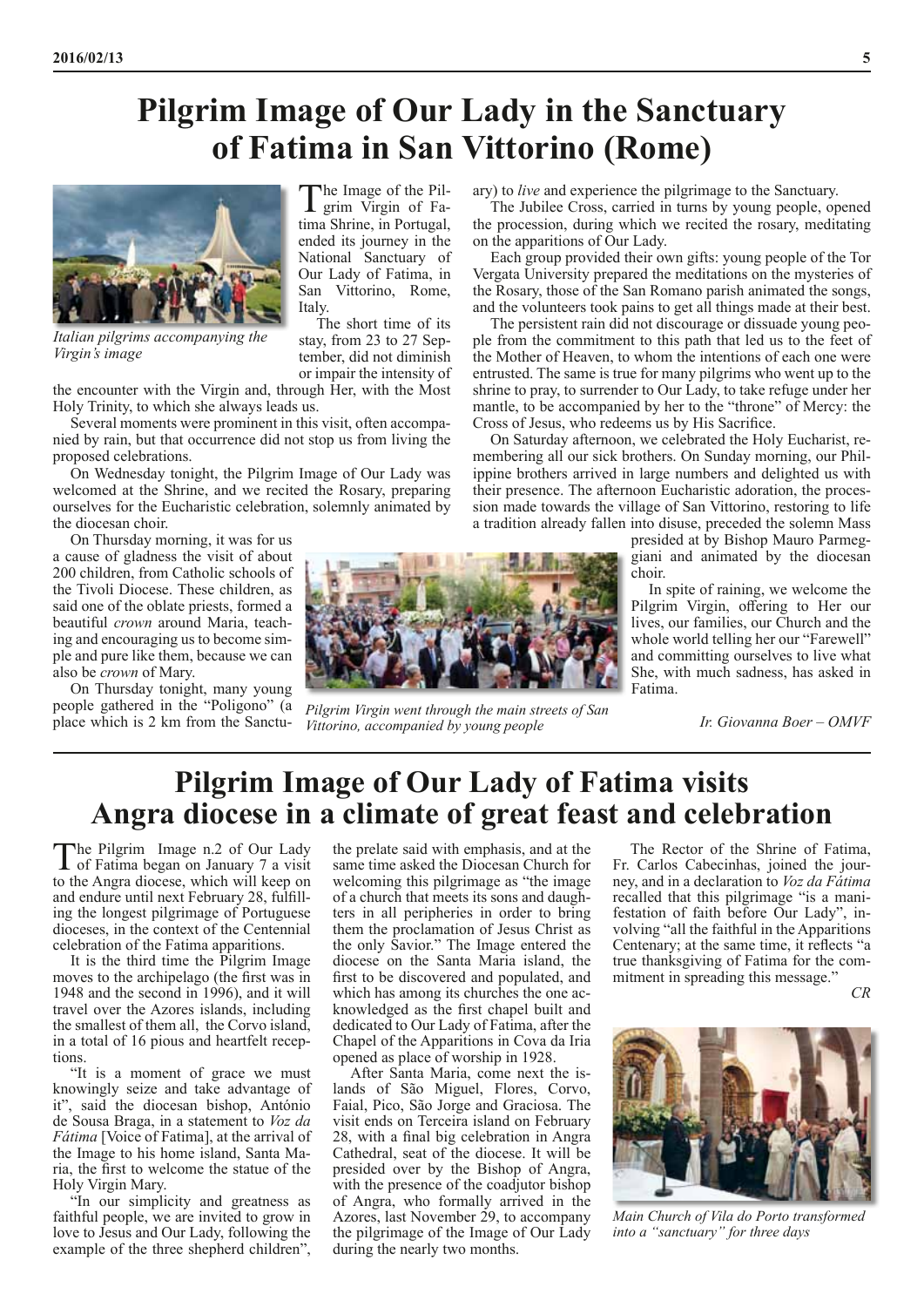# Pilgrim Image of Our Lady in the Sanctuary of Fatima in San Vittorino (Rome)

*Italian pilgrims accompanying the Virgin's image*

The Image of the Pilgrim Virgin of Fatima Shrine, in Portugal, ended its journey in the National Sanctuary of Our Lady of Fatima, in San Vittorino, Rome, Italy.

The short time of its stay, from 23 to 27 September, did not diminish or impair the intensity of the encounter with the Virgin and, through Her, with the Most Holy Trinity, to which she always leads us.

Several moments were prominent in this visit, often accompanied by rain, but that occurrence did not stop us from living the proposed celebrations.

On Wednesday tonight, the Pilgrim Image of Our Lady was welcomed at the Shrine, and we recited the Rosary, preparing ourselves for the Eucharistic celebration, solemnly animated by the diocesan choir.

On Thursday morning, it was for us a cause of gladness the visit of about 200 children, from Catholic schools of the Tivoli Diocese. These children, as said one of the oblate priests, formed a beautiful *crown* around Maria, teaching and encouraging us to become simple and pure like them, because we can also be *crown* of Mary.

On Thursday tonight, many young people gathered in the "Poligono" (a place which is 2 km from the Sanctuary) to *live* and experience the pilgrimage to the Sanctuary.

The Jubilee Cross, carried in turns by young people, opened the procession, during which we recited the rosary, meditating on the apparitions of Our Lady.

Each group provided their own gifts: young people of the Tor Vergata University prepared the meditations on the mysteries of the Rosary, those of the San Romano parish animated the songs, and the volunteers took pains to get all things made at their best.

The persistent rain did not discourage or dissuade young people from the commitment to this path that led us to the feet of the Mother of Heaven, to whom the intentions of each one were entrusted. The same is true for many pilgrims who went up to the shrine to pray, to surrender to Our Lady, to take refuge under her mantle, to be accompanied by her to the "throne" of Mercy: the Cross of Jesus, who redeems us by His Sacrifice.

On Saturday afternoon, we celebrated the Holy Eucharist, remembering all our sick brothers. On Sunday morning, our Philippine brothers arrived in large numbers and delighted us with their presence. The afternoon Eucharistic adoration, the procession made towards the village of San Vittorino, restoring to life a tradition already fallen into disuse, preceded the solemn Mass presided at by Bishop Mauro Parmeggiani and animated by the diocesan choir.

*Pilgrim Virgin went through the main streets of San Vittorino, accompanied by young people*

In spite of raining, we welcome the Pilgrim Virgin, offering to Her our lives, our families, our Church and the whole world telling her our "Farewell" and committing ourselves to live what She, with much sadness, has asked in Fatima.

*Ir. Giovanna Boer – OMVF*

# Pilgrim Image of Our Lady of Fatima visits Angra diocese in a climate of great feast and celebration

The Pilgrim Image n.2 of Our Lady of Fatima began on January 7 a visit to the Angra diocese, which will keep on and endure until next February 28, fulfilling the longest pilgrimage of Portuguese dioceses, in the context of the Centennial celebration of the Fatima apparitions.

It is the third time the Pilgrim Image moves to the archipelago (the first was in 1948 and the second in 1996), and it will travel over the Azores islands, including the smallest of them all, the Corvo island, in a total of 16 pious and heartfelt receptions.

"It is a moment of grace we must knowingly seize and take advantage of it", said the diocesan bishop, António de Sousa Braga, in a statement to *Voz da Fátima* [Voice of Fatima], at the arrival of the Image to his home island, Santa Maria, the first to welcome the statue of the Holy Virgin Mary.

"In our simplicity and greatness as faithful people, we are invited to grow in love to Jesus and Our Lady, following the example of the three shepherd children", the prelate said with emphasis, and at the same time asked the Diocesan Church for welcoming this pilgrimage as "the image of a church that meets its sons and daughters in all peripheries in order to bring them the proclamation of Jesus Christ as the only Savior." The Image entered the diocese on the Santa Maria island, the first to be discovered and populated, and which has among its churches the one acknowledged as the first chapel built and dedicated to Our Lady of Fatima, after the Chapel of the Apparitions in Cova da Iria opened as place of worship in 1928.

After Santa Maria, come next the islands of São Miguel, Flores, Corvo, Faial, Pico, São Jorge and Graciosa. The visit ends on Terceira island on February 28, with a final big celebration in Angra Cathedral, seat of the diocese. It will be presided over by the Bishop of Angra, with the presence of the coadjutor bishop of Angra, who formally arrived in the Azores, last November 29, to accompany the pilgrimage of the Image of Our Lady during the nearly two months.

The Rector of the Shrine of Fatima, Fr. Carlos Cabecinhas, joined the journey, and in a declaration to *Voz da Fátima* recalled that this pilgrimage "is a manifestation of faith before Our Lady", involving "all the faithful in the Apparitions Centenary; at the same time, it reflects "a true thanksgiving of Fatima for the commitment in spreading this message."

*CR*

*Main Church of Vila do Porto transformed into a "sanctuary" for three days*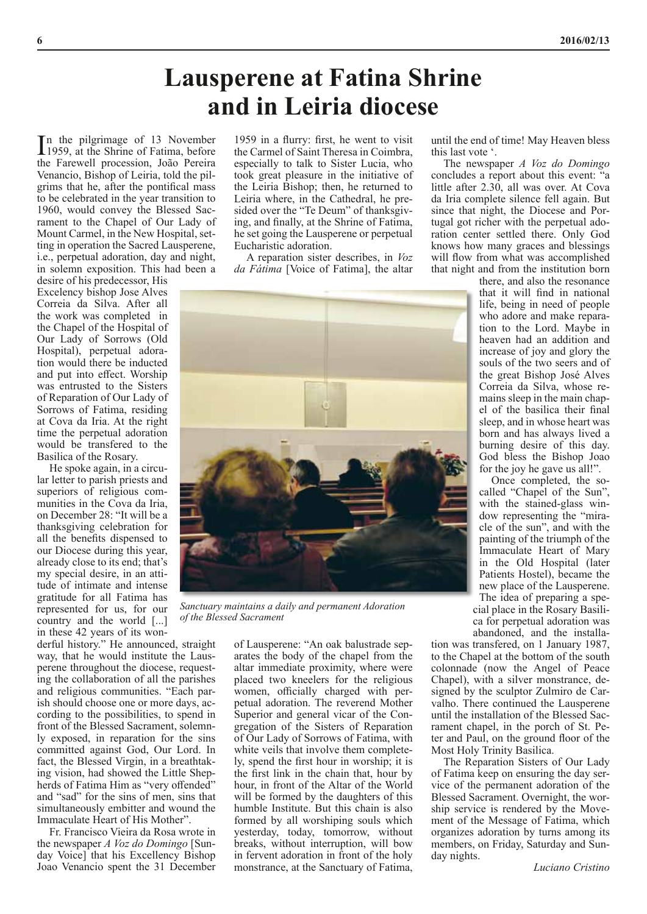# Lausperene at Fatina Shrine and in Leiria diocese

In the pilgrimage of 13 November 1959, at the Shrine of Fatima, before the Farewell procession, João Pereira Venancio, Bishop of Leiria, told the pilgrims that he, after the pontifical mass to be celebrated in the year transition to 1960, would convey the Blessed Sacrament to the Chapel of Our Lady of Mount Carmel, in the New Hospital, setting in operation the Sacred Lausperene, i.e., perpetual adoration, day and night, in solemn exposition. This had been a desire of his predecessor, His Excelency bishop Jose Alves Correia da Silva. After all the work was completed in the Chapel of the Hospital of Our Lady of Sorrows (Old Hospital), perpetual adoration would there be inducted and put into effect. Worship was entrusted to the Sisters of Reparation of Our Lady of Sorrows of Fatima, residing at Cova da Iria. At the right time the perpetual adoration would be transfered to the Basilica of the Rosary.

He spoke again, in a circular letter to parish priests and superiors of religious communities in the Cova da Iria, on December 28: "It will be a thanksgiving celebration for all the benefits dispensed to our Diocese during this year, already close to its end; that's my special desire, in an attitude of intimate and intense gratitude for all Fatima has represented for us, for our country and the world [...] in these 42 years of its wonderful history." He announced, straight way, that he would institute the Lausperene throughout the diocese, requesting the collaboration of all the parishes and religious communities. "Each parish should choose one or more days, according to the possibilities, to spend in front of the Blessed Sacrament, solemnly exposed, in reparation for the sins committed against God, Our Lord. In fact, the Blessed Virgin, in a breathtaking vision, had showed the Little Shepherds of Fatima Him as "very offended" and "sad" for the sins of men, sins that simultaneously embitter and wound the Immaculate Heart of His Mother".

Fr. Francisco Vieira da Rosa wrote in the newspaper *A Voz do Domingo* [Sunday Voice] that his Excellency Bishop Joao Venancio spent the 31 December 1959 in a flurry: first, he went to visit the Carmel of Saint Theresa in Coimbra, especially to talk to Sister Lucia, who took great pleasure in the initiative of the Leiria Bishop; then, he returned to Leiria where, in the Cathedral, he presided over the "Te Deum" of thanksgiving, and finally, at the Shrine of Fatima, he set going the Lausperene or perpetual Eucharistic adoration.

A reparation sister describes, in *Voz da Fátima* [Voice of Fatima], the altar of Lausperene: "An oak balustrade separates the body of the chapel from the altar immediate proximity, where were placed two kneelers for the religious women, officially charged with perpetual adoration. The reverend Mother Superior and general vicar of the Congregation of the Sisters of Reparation of Our Lady of Sorrows of Fatima, with white veils that involve them completely, spend the first hour in worship; it is the first link in the chain that, hour by hour, in front of the Altar of the World will be formed by the daughters of this humble Institute. But this chain is also formed by all worshiping souls which yesterday, today, tomorrow, without breaks, without interruption, will bow in fervent adoration in front of the holy monstrance, at the Sanctuary of Fatima, until the end of time! May Heaven bless this last vote '.

*Sanctuary maintains a daily and permanent Adoration of the Blessed Sacrament*

The newspaper *A Voz do Domingo* concludes a report about this event: "a little after 2.30, all was over. At Cova da Iria complete silence fell again. But since that night, the Diocese and Portugal got richer with the perpetual adoration center settled there. Only God knows how many graces and blessings will flow from what was accomplished that night and from the institution born there, and also the resonance that it will find in national life, being in need of people who adore and make reparation to the Lord. Maybe in heaven had an addition and increase of joy and glory the souls of the two seers and of the great Bishop José Alves Correia da Silva, whose remains sleep in the main chapel of the basilica their final sleep, and in whose heart was born and has always lived a burning desire of this day. God bless the Bishop Joao for the joy he gave us all!".

Once completed, the so-called "Chapel of the Sun", with the stained-glass window representing the "miracle of the sun", and with the painting of the triumph of the Immaculate Heart of Mary in the Old Hospital (later Patients Hostel), became the new place of the Lausperene. The idea of preparing a special place in the Rosary Basilica for perpetual adoration was abandoned, and the installation was transfered, on 1 January 1987, to the Chapel at the bottom of the south colonnade (now the Angel of Peace Chapel), with a silver monstrance, designed by the sculptor Zulmiro de Carvalho. There continued the Lausperene until the installation of the Blessed Sacrament chapel, in the porch of St. Peter and Paul, on the ground floor of the Most Holy Trinity Basilica.

The Reparation Sisters of Our Lady of Fatima keep on ensuring the day service of the permanent adoration of the Blessed Sacrament. Overnight, the worship service is rendered by the Movement of the Message of Fatima, which organizes adoration by turns among its members, on Friday, Saturday and Sunday nights.

*Luciano Cristino*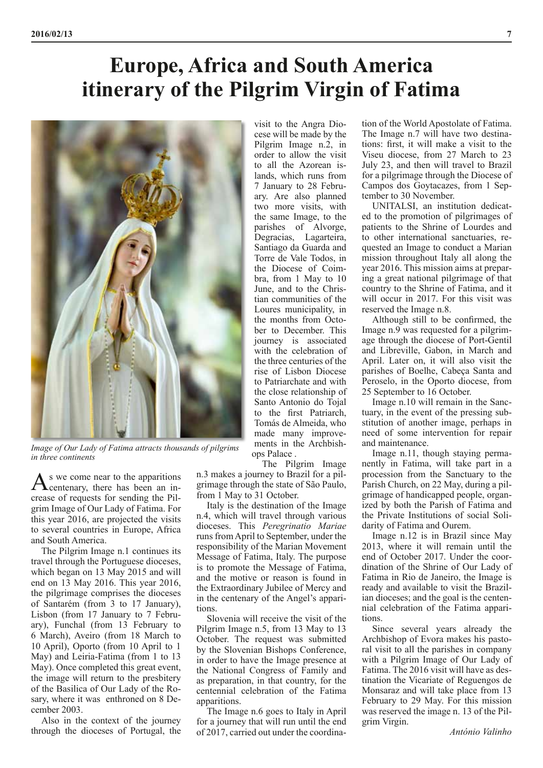# Europe, Africa and South America itinerary of the Pilgrim Virgin of Fatima

*Image of Our Lady of Fatima attracts thousands of pilgrims in three continents*

As we come near to the apparitions centenary, there has been an increase of requests for sending the Pilgrim Image of Our Lady of Fatima. For this year 2016, are projected the visits to several countries in Europe, Africa and South America.

The Pilgrim Image n.1 continues its travel through the Portuguese dioceses, which began on 13 May 2015 and will end on 13 May 2016. This year 2016, the pilgrimage comprises the dioceses of Santarém (from 3 to 17 January), Lisbon (from 17 January to 7 February), Funchal (from 13 February to 6 March), Aveiro (from 18 March to 10 April), Oporto (from 10 April to 1 May) and Leiria-Fatima (from 1 to 13 May). Once completed this great event, the image will return to the presbitery of the Basilica of Our Lady of the Rosary, where it was enthroned on 8 December 2003.

Also in the context of the journey through the dioceses of Portugal, the visit to the Angra Diocese will be made by the Pilgrim Image n.2, in order to allow the visit to all the Azorean islands, which runs from 7 January to 28 February. Are also planned two more visits, with the same Image, to the parishes of Alvorge, Degracias, Lagarteira, Santiago da Guarda and Torre de Vale Todos, in the Diocese of Coimbra, from 1 May to 10 June, and to the Christian communities of the Loures municipality, in the months from October to December. This journey is associated with the celebration of the three centuries of the rise of Lisbon Diocese to Patriarchate and with the close relationship of Santo Antonio do Tojal to the first Patriarch, Tomás de Almeida, who made many improvements in the Archbishops Palace .

The Pilgrim Image n.3 makes a journey to Brazil for a pilgrimage through the state of São Paulo, from 1 May to 31 October.

Italy is the destination of the Image n.4, which will travel through various dioceses. This *Peregrinatio Mariae* runs from April to September, under the responsibility of the Marian Movement Message of Fatima, Italy. The purpose is to promote the Message of Fatima, and the motive or reason is found in the Extraordinary Jubilee of Mercy and in the centenary of the Angel's apparitions.

Slovenia will receive the visit of the Pilgrim Image n.5, from 13 May to 13 October. The request was submitted by the Slovenian Bishops Conference, in order to have the Image presence at the National Congress of Family and as preparation, in that country, for the centennial celebration of the Fatima apparitions.

The Image n.6 goes to Italy in April for a journey that will run until the end of 2017, carried out under the coordination of the World Apostolate of Fatima. The Image n.7 will have two destinations: first, it will make a visit to the Viseu diocese, from 27 March to 23 July 23, and then will travel to Brazil for a pilgrimage through the Diocese of Campos dos Goytacazes, from 1 September to 30 November.

UNITALSI, an institution dedicated to the promotion of pilgrimages of patients to the Shrine of Lourdes and to other international sanctuaries, requested an Image to conduct a Marian mission throughout Italy all along the year 2016. This mission aims at preparing a great national pilgrimage of that country to the Shrine of Fatima, and it will occur in 2017. For this visit was reserved the Image n.8.

Although still to be confirmed, the Image n.9 was requested for a pilgrimage through the diocese of Port-Gentil and Libreville, Gabon, in March and April. Later on, it will also visit the parishes of Boelhe, Cabeça Santa and Peroselo, in the Oporto diocese, from 25 September to 16 October.

Image n.10 will remain in the Sanctuary, in the event of the pressing substitution of another image, perhaps in need of some intervention for repair and maintenance.

Image n.11, though staying permanently in Fatima, will take part in a procession from the Sanctuary to the Parish Church, on 22 May, during a pilgrimage of handicapped people, organized by both the Parish of Fatima and the Private Institutions of social Solidarity of Fatima and Ourem.

Image n.12 is in Brazil since May 2013, where it will remain until the end of October 2017. Under the coordination of the Shrine of Our Lady of Fatima in Rio de Janeiro, the Image is ready and available to visit the Brazilian dioceses; and the goal is the centennial celebration of the Fatima apparitions.

Since several years already the Archbishop of Evora makes his pastoral visit to all the parishes in company with a Pilgrim Image of Our Lady of Fatima. The 2016 visit will have as destination the Vicariate of Reguengos de Monsaraz and will take place from 13 February to 29 May. For this mission was reserved the image n. 13 of the Pilgrim Virgin.

*António Valinho*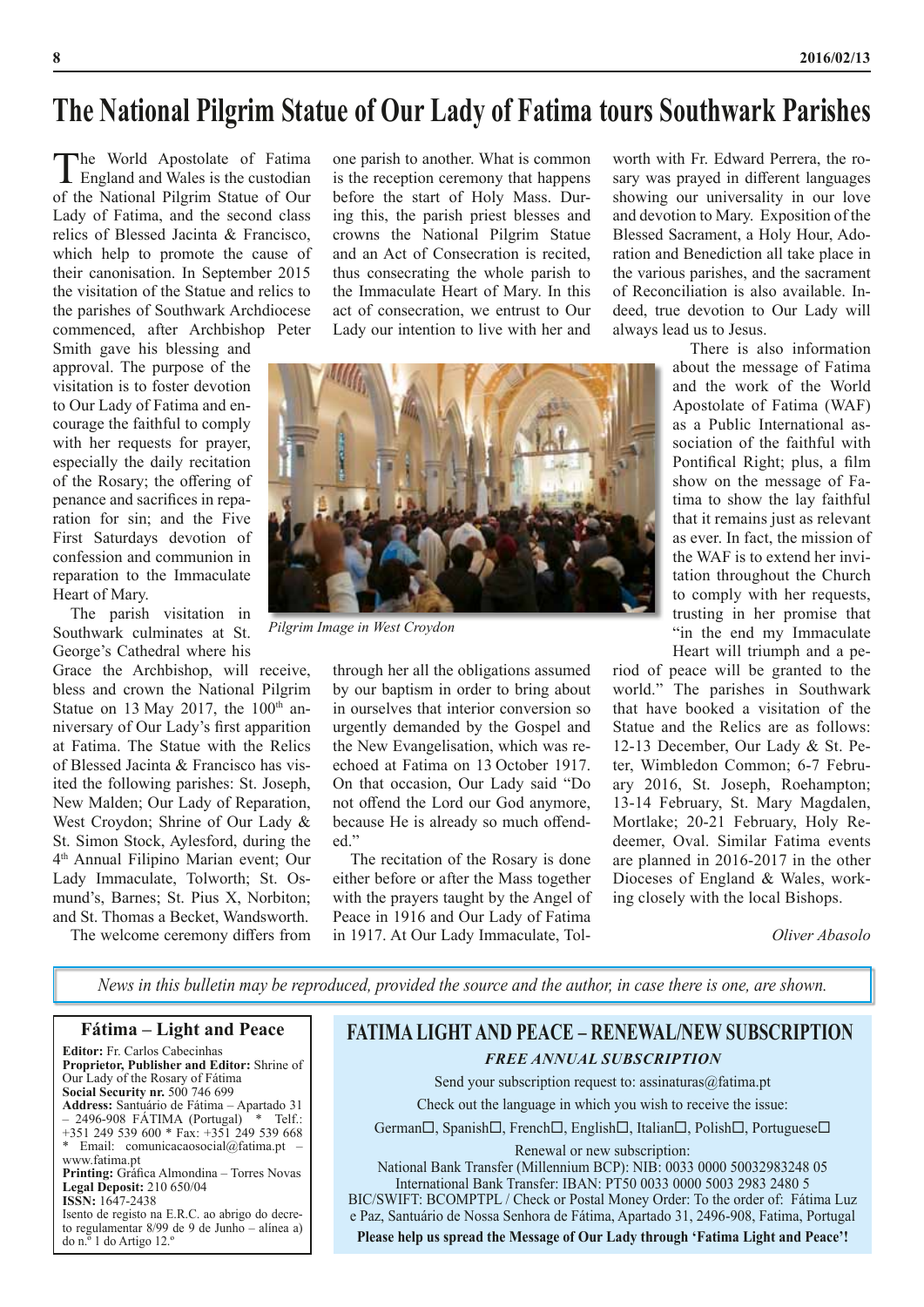# The National Pilgrim Statue of Our Lady of Fatima tours Southwark Parishes

The World Apostolate of Fatima England and Wales is the custodian of the National Pilgrim Statue of Our Lady of Fatima, and the second class relics of Blessed Jacinta & Francisco, which help to promote the cause of their canonisation. In September 2015 the visitation of the Statue and relics to the parishes of Southwark Archdiocese commenced, after Archbishop Peter Smith gave his blessing and approval. The purpose of the visitation is to foster devotion to Our Lady of Fatima and encourage the faithful to comply with her requests for prayer, especially the daily recitation of the Rosary; the offering of penance and sacrifices in reparation for sin; and the Five First Saturdays devotion of confession and communion in reparation to the Immaculate Heart of Mary.

The parish visitation in Southwark culminates at St. George's Cathedral where his Grace the Archbishop, will receive, bless and crown the National Pilgrim Statue on 13 May 2017, the 100th anniversary of Our Lady's first apparition at Fatima. The Statue with the Relics of Blessed Jacinta & Francisco has visited the following parishes: St. Joseph, New Malden; Our Lady of Reparation, West Croydon; Shrine of Our Lady & St. Simon Stock, Aylesford, during the 4th Annual Filipino Marian event; Our Lady Immaculate, Tolworth; St. Osmund's, Barnes; St. Pius X, Norbiton; and St. Thomas a Becket, Wandsworth.

The welcome ceremony differs from one parish to another. What is common is the reception ceremony that happens before the start of Holy Mass. During this, the parish priest blesses and crowns the National Pilgrim Statue and an Act of Consecration is recited, thus consecrating the whole parish to the Immaculate Heart of Mary. In this act of consecration, we entrust to Our Lady our intention to live with her and through her all the obligations assumed by our baptism in order to bring about in ourselves that interior conversion so urgently demanded by the Gospel and the New Evangelisation, which was re-echoed at Fatima on 13 October 1917. On that occasion, Our Lady said "Do not offend the Lord our God anymore, because He is already so much offended."

*Pilgrim Image in West Croydon*

The recitation of the Rosary is done either before or after the Mass together with the prayers taught by the Angel of Peace in 1916 and Our Lady of Fatima in 1917. At Our Lady Immaculate, Tolworth with Fr. Edward Perrera, the rosary was prayed in different languages showing our universality in our love and devotion to Mary. Exposition of the Blessed Sacrament, a Holy Hour, Adoration and Benediction all take place in the various parishes, and the sacrament of Reconciliation is also available. Indeed, true devotion to Our Lady will always lead us to Jesus.

There is also information about the message of Fatima and the work of the World Apostolate of Fatima (WAF) as a Public International association of the faithful with Pontifical Right; plus, a film show on the message of Fatima to show the lay faithful that it remains just as relevant as ever. In fact, the mission of the WAF is to extend her invitation throughout the Church to comply with her requests, trusting in her promise that "in the end my Immaculate Heart will triumph and a period of peace will be granted to the world." The parishes in Southwark that have booked a visitation of the Statue and the Relics are as follows: 12-13 December, Our Lady & St. Peter, Wimbledon Common; 6-7 February 2016, St. Joseph, Roehampton; 13-14 February, St. Mary Magdalen, Mortlake; 20-21 February, Holy Redeemer, Oval. Similar Fatima events are planned in 2016-2017 in the other Dioceses of England & Wales, working closely with the local Bishops.

*Oliver Abasolo*

---

*News in this bulletin may be reproduced, provided the source and the author, in case there is one, are shown.*

---

**Fátima – Light and Peace**

**Editor:** Fr. Carlos Cabecinhas
**Proprietor, Publisher and Editor:** Shrine of Our Lady of the Rosary of Fátima
**Social Security nr.** 500 746 699
**Address:** Santuário de Fátima – Apartado 31 – 2496-908 FÁTIMA (Portugal) * Telf.: +351 249 539 600 * Fax: +351 249 539 668 * Email: comunicacaosocial@fatima.pt – www.fatima.pt
**Printing:** Gráfica Almondina – Torres Novas
**Legal Deposit:** 210 650/04
**ISSN:** 1647-2438
Isento de registo na E.R.C. ao abrigo do decreto regulamentar 8/99 de 9 de Junho – alínea a) do n.º 1 do Artigo 12.º

---

## FATIMA LIGHT AND PEACE – RENEWAL/NEW SUBSCRIPTION

***FREE ANNUAL SUBSCRIPTION***

Send your subscription request to: assinaturas@fatima.pt

Check out the language in which you wish to receive the issue:

German☐, Spanish☐, French☐, English☐, Italian☐, Polish☐, Portuguese☐

Renewal or new subscription:
National Bank Transfer (Millennium BCP): NIB: 0033 0000 50032983248 05
International Bank Transfer: IBAN: PT50 0033 0000 5003 2983 2480 5
BIC/SWIFT: BCOMPTPL / Check or Postal Money Order: To the order of: Fátima Luz e Paz, Santuário de Nossa Senhora de Fátima, Apartado 31, 2496-908, Fatima, Portugal

**Please help us spread the Message of Our Lady through 'Fatima Light and Peace'!**